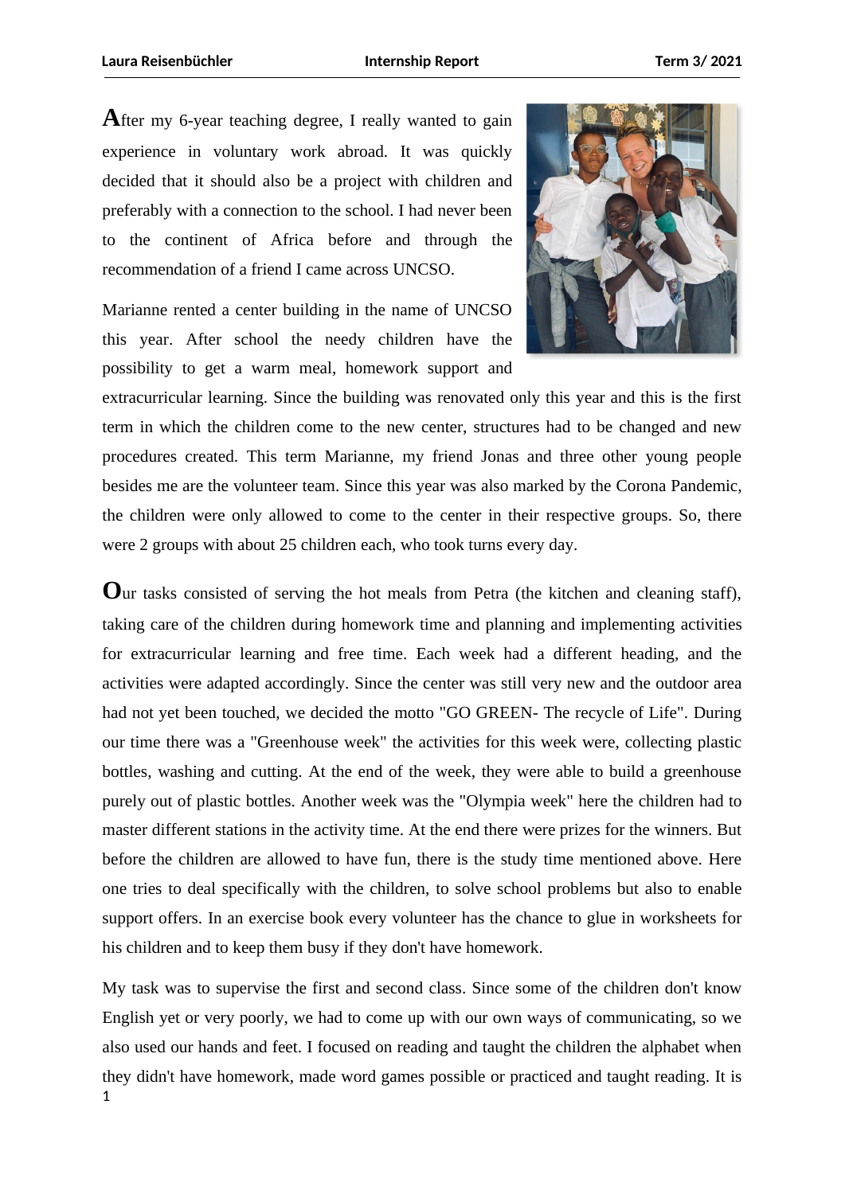After my 6-year teaching degree, I really wanted to gain experience in voluntary work abroad. It was quickly decided that it should also be a project with children and preferably with a connection to the school. I had never been to the continent of Africa before and through the recommendation of a friend I came across UNCSO.

Marianne rented a center building in the name of UNCSO this year. After school the needy children have the possibility to get a warm meal, homework support and extracurricular learning. Since the building was renovated only this year and this is the first term in which the children come to the new center, structures had to be changed and new procedures created. This term Marianne, my friend Jonas and three other young people besides me are the volunteer team. Since this year was also marked by the Corona Pandemic, the children were only allowed to come to the center in their respective groups. So, there were 2 groups with about 25 children each, who took turns every day.

Our tasks consisted of serving the hot meals from Petra (the kitchen and cleaning staff), taking care of the children during homework time and planning and implementing activities for extracurricular learning and free time. Each week had a different heading, and the activities were adapted accordingly. Since the center was still very new and the outdoor area had not yet been touched, we decided the motto "GO GREEN- The recycle of Life". During our time there was a "Greenhouse week" the activities for this week were, collecting plastic bottles, washing and cutting. At the end of the week, they were able to build a greenhouse purely out of plastic bottles. Another week was the "Olympia week" here the children had to master different stations in the activity time. At the end there were prizes for the winners. But before the children are allowed to have fun, there is the study time mentioned above. Here one tries to deal specifically with the children, to solve school problems but also to enable support offers. In an exercise book every volunteer has the chance to glue in worksheets for his children and to keep them busy if they don't have homework.

My task was to supervise the first and second class. Since some of the children don't know English yet or very poorly, we had to come up with our own ways of communicating, so we also used our hands and feet. I focused on reading and taught the children the alphabet when they didn't have homework, made word games possible or practiced and taught reading. It is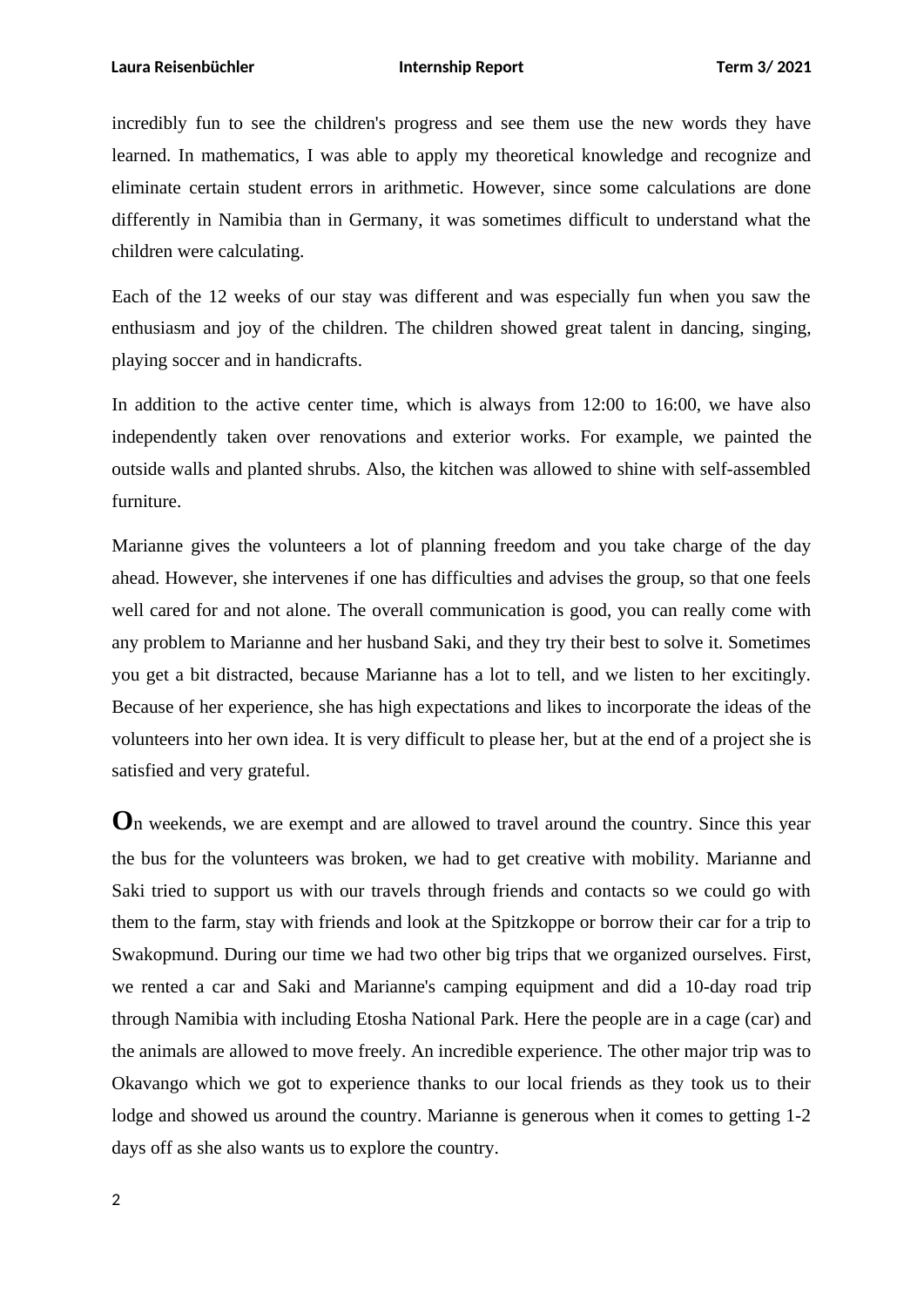incredibly fun to see the children's progress and see them use the new words they have learned. In mathematics, I was able to apply my theoretical knowledge and recognize and eliminate certain student errors in arithmetic. However, since some calculations are done differently in Namibia than in Germany, it was sometimes difficult to understand what the children were calculating.

Each of the 12 weeks of our stay was different and was especially fun when you saw the enthusiasm and joy of the children. The children showed great talent in dancing, singing, playing soccer and in handicrafts.

In addition to the active center time, which is always from 12:00 to 16:00, we have also independently taken over renovations and exterior works. For example, we painted the outside walls and planted shrubs. Also, the kitchen was allowed to shine with self-assembled furniture.

Marianne gives the volunteers a lot of planning freedom and you take charge of the day ahead. However, she intervenes if one has difficulties and advises the group, so that one feels well cared for and not alone. The overall communication is good, you can really come with any problem to Marianne and her husband Saki, and they try their best to solve it. Sometimes you get a bit distracted, because Marianne has a lot to tell, and we listen to her excitingly. Because of her experience, she has high expectations and likes to incorporate the ideas of the volunteers into her own idea. It is very difficult to please her, but at the end of a project she is satisfied and very grateful.

**O**n weekends, we are exempt and are allowed to travel around the country. Since this year the bus for the volunteers was broken, we had to get creative with mobility. Marianne and Saki tried to support us with our travels through friends and contacts so we could go with them to the farm, stay with friends and look at the Spitzkoppe or borrow their car for a trip to Swakopmund. During our time we had two other big trips that we organized ourselves. First, we rented a car and Saki and Marianne's camping equipment and did a 10-day road trip through Namibia with including Etosha National Park. Here the people are in a cage (car) and the animals are allowed to move freely. An incredible experience. The other major trip was to Okavango which we got to experience thanks to our local friends as they took us to their lodge and showed us around the country. Marianne is generous when it comes to getting 1-2 days off as she also wants us to explore the country.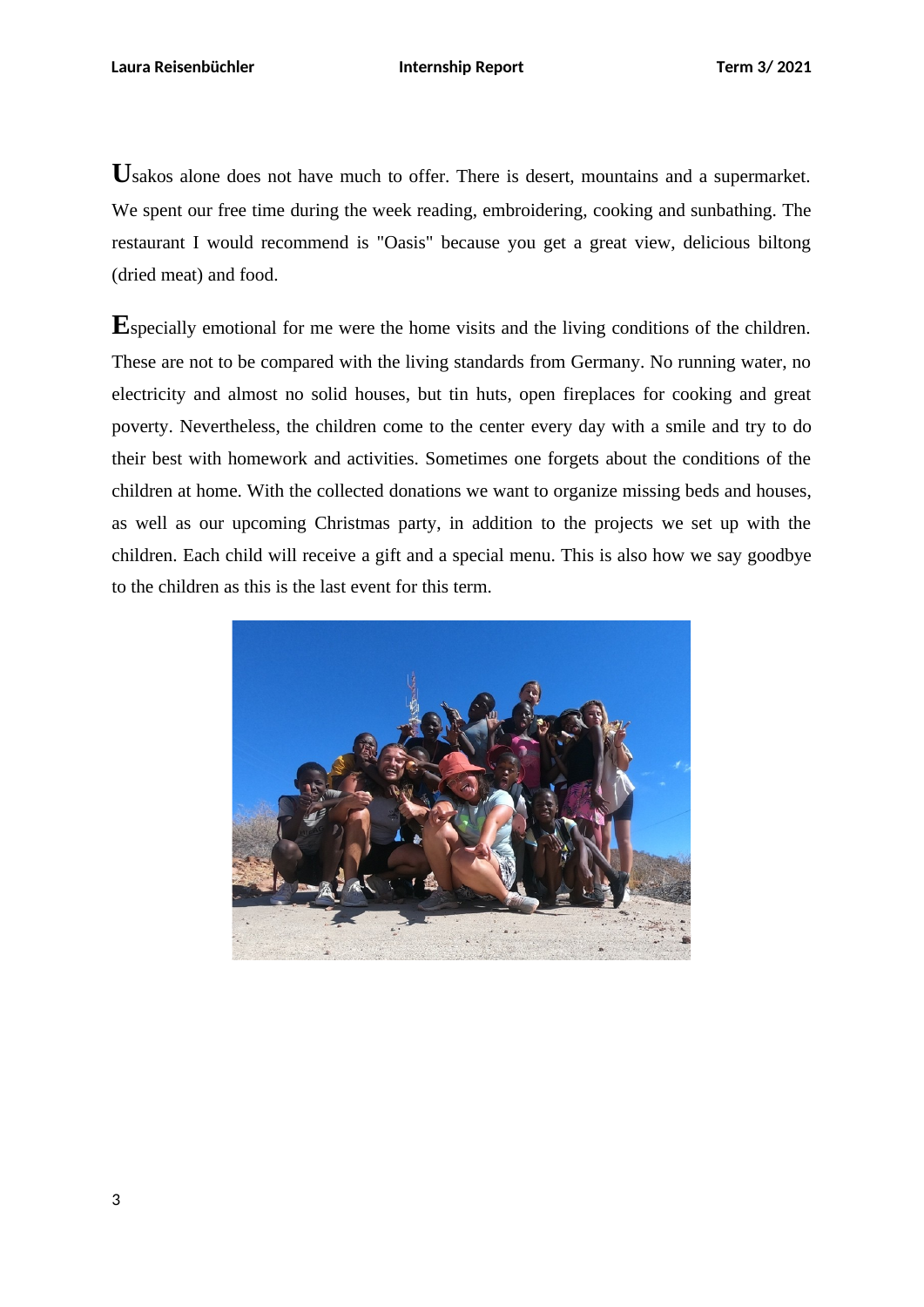Usakos alone does not have much to offer. There is desert, mountains and a supermarket. We spent our free time during the week reading, embroidering, cooking and sunbathing. The restaurant I would recommend is "Oasis" because you get a great view, delicious biltong (dried meat) and food.

Especially emotional for me were the home visits and the living conditions of the children. These are not to be compared with the living standards from Germany. No running water, no electricity and almost no solid houses, but tin huts, open fireplaces for cooking and great poverty. Nevertheless, the children come to the center every day with a smile and try to do their best with homework and activities. Sometimes one forgets about the conditions of the children at home. With the collected donations we want to organize missing beds and houses, as well as our upcoming Christmas party, in addition to the projects we set up with the children. Each child will receive a gift and a special menu. This is also how we say goodbye to the children as this is the last event for this term.